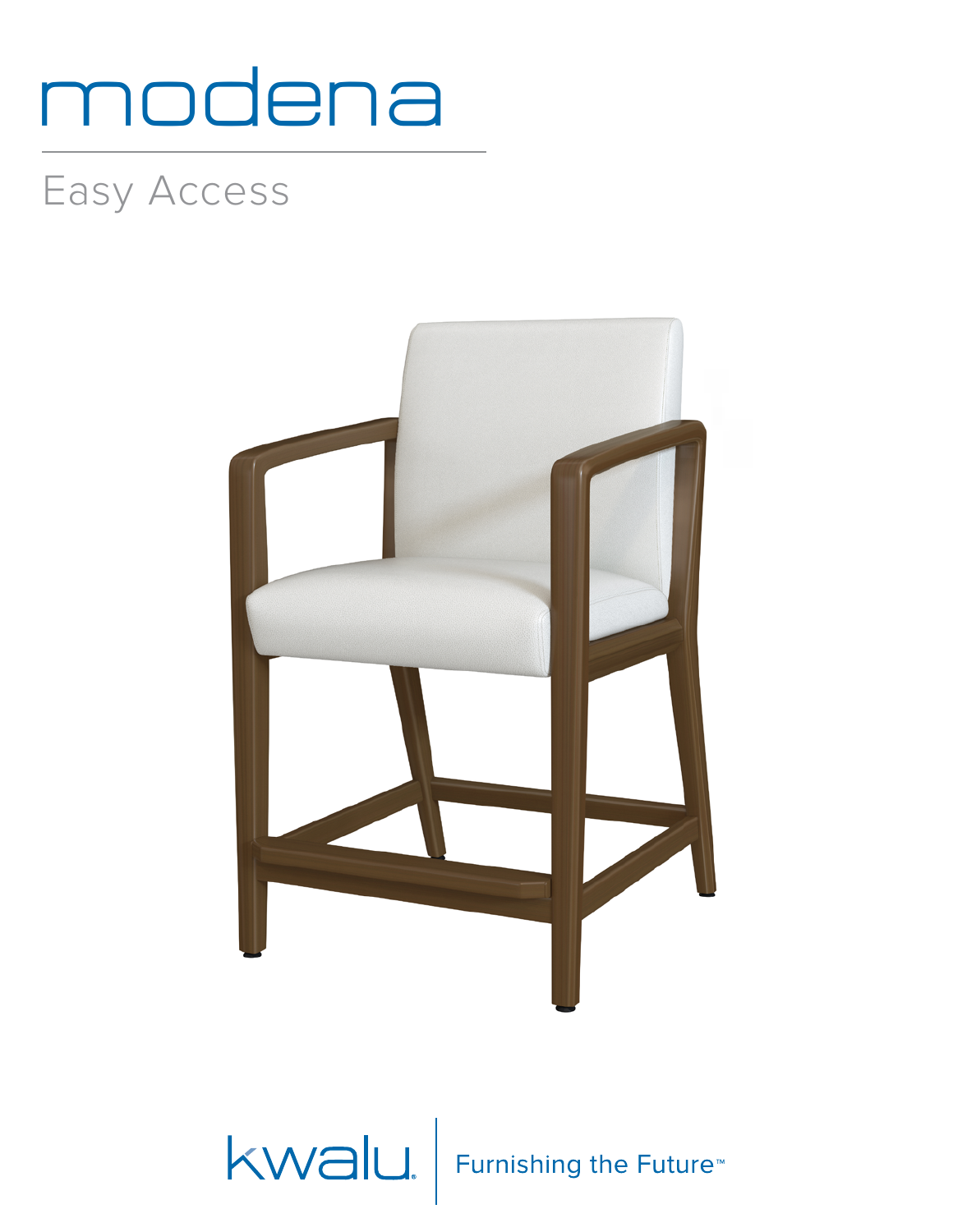# modena

## Easy Access

kwalu | Furnishing the Future™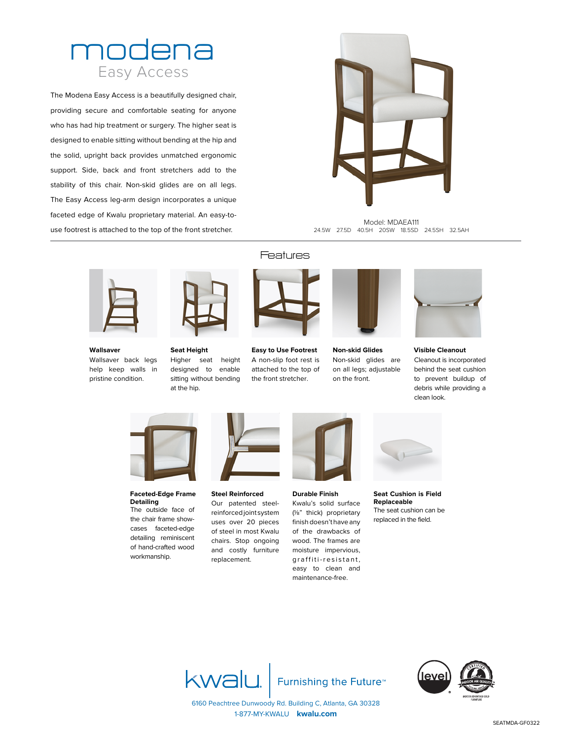# modena

## Easy Access

The Modena Easy Access is a beautifully designed chair, providing secure and comfortable seating for anyone who has had hip treatment or surgery. The higher seat is designed to enable sitting without bending at the hip and the solid, upright back provides unmatched ergonomic support. Side, back and front stretchers add to the stability of this chair. Non-skid glides are on all legs. The Easy Access leg-arm design incorporates a unique faceted edge of Kwalu proprietary material. An easy-to-use footrest is attached to the top of the front stretcher.

Model: MDAEA111

24.5W 27.5D 40.5H 20SW 18.5SD 24.5SH 32.5AH

## Features

**Wallsaver**
Wallsaver back legs help keep walls in pristine condition.

**Seat Height**
Higher seat height designed to enable sitting without bending at the hip.

**Easy to Use Footrest**
A non-slip foot rest is attached to the top of the front stretcher.

**Non-skid Glides**
Non-skid glides are on all legs; adjustable on the front.

**Visible Cleanout**
Cleanout is incorporated behind the seat cushion to prevent buildup of debris while providing a clean look.

**Faceted-Edge Frame Detailing**
The outside face of the chair frame show-cases faceted-edge detailing reminiscent of hand-crafted wood workmanship.

**Steel Reinforced**
Our patented steel-reinforced joint system uses over 20 pieces of steel in most Kwalu chairs. Stop ongoing and costly furniture replacement.

**Durable Finish**
Kwalu's solid surface (⅛" thick) proprietary finish doesn't have any of the drawbacks of wood. The frames are moisture impervious, graffiti-resistant, easy to clean and maintenance-free.

**Seat Cushion is Field Replaceable**
The seat cushion can be replaced in the field.

kwalu | Furnishing the Future™

6160 Peachtree Dunwoody Rd. Building C, Atlanta, GA 30328
1-877-MY-KWALU **kwalu.com**

level

CERTIFIED INDOOR AIR QUALITY GLOBAL SERVICE INDOOR ADVANTAGE GOLD FURNITURE

SEATMDA-GF0322